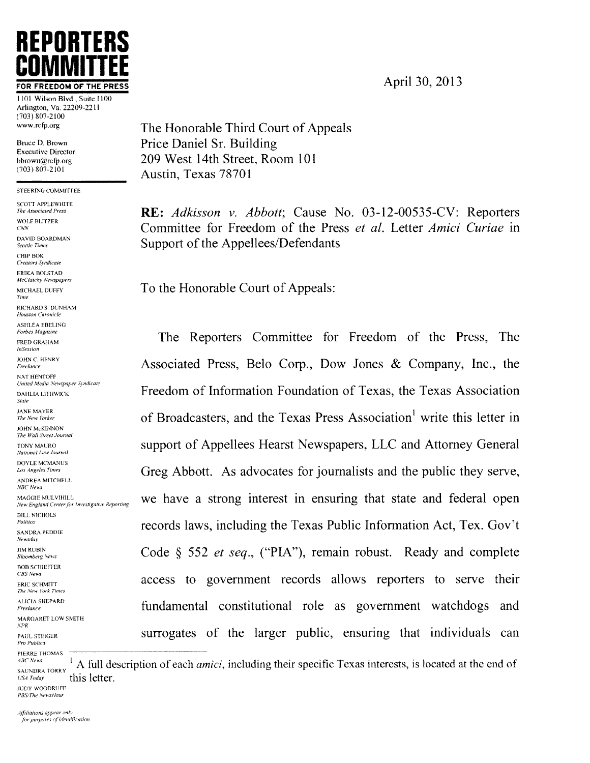# REPORTERS COMMITTEE

**FOR FREEDOM OF THE PRESS**

1101 Wilson Blvd., Suite 1100
Arlington, Va. 22209-2211
(703) 807-2100
www.rcfp.org

Bruce D. Brown
Executive Director
bbrown@rcfp.org
(703) 807-2101

STEERING COMMITTEE

SCOTT APPLEWHITE
*The Associated Press*
WOLF BLITZER
*CNN*
DAVID BOARDMAN
*Seattle Times*
CHIP BOK
*Creators Syndicate*
ERIKA BOLSTAD
*McClatchy Newspapers*
MICHAEL DUFFY
*Time*
RICHARD S. DUNHAM
*Houston Chronicle*
ASHLEA EBELING
*Forbes Magazine*
FRED GRAHAM
*InSession*
JOHN C. HENRY
*Freelance*
NAT HENTOFF
*United Media Newspaper Syndicate*
DAHLIA LITHWICK
*Slate*
JANE MAYER
*The New Yorker*
JOHN McKINNON
*The Wall Street Journal*
TONY MAURO
*National Law Journal*
DOYLE MCMANUS
*Los Angeles Times*
ANDREA MITCHELL
*NBC News*
MAGGIE MULVIHILL
*New England Center for Investigative Reporting*
BILL NICHOLS
*Politico*
SANDRA PEDDIE
*Newsday*
JIM RUBIN
*Bloomberg News*
BOB SCHIEFFER
*CBS News*
ERIC SCHMITT
*The New York Times*
ALICIA SHEPARD
*Freelance*
MARGARET LOW SMITH
*NPR*
PAUL STEIGER
*Pro Publica*
PIERRE THOMAS
*ABC News*
SAUNDRA TORRY
*USA Today*
JUDY WOODRUFF
*PBS/The NewsHour*

*Affiliations appear only for purposes of identification.*

April 30, 2013

The Honorable Third Court of Appeals
Price Daniel Sr. Building
209 West 14th Street, Room 101
Austin, Texas 78701

**RE:** *Adkisson v. Abbott*; Cause No. 03-12-00535-CV: Reporters Committee for Freedom of the Press *et al.* Letter *Amici Curiae* in Support of the Appellees/Defendants

To the Honorable Court of Appeals:

The Reporters Committee for Freedom of the Press, The Associated Press, Belo Corp., Dow Jones & Company, Inc., the Freedom of Information Foundation of Texas, the Texas Association of Broadcasters, and the Texas Press Association[1] write this letter in support of Appellees Hearst Newspapers, LLC and Attorney General Greg Abbott. As advocates for journalists and the public they serve, we have a strong interest in ensuring that state and federal open records laws, including the Texas Public Information Act, Tex. Gov't Code § 552 *et seq.*, ("PIA"), remain robust. Ready and complete access to government records allows reporters to serve their fundamental constitutional role as government watchdogs and surrogates of the larger public, ensuring that individuals can

[1] A full description of each *amici*, including their specific Texas interests, is located at the end of this letter.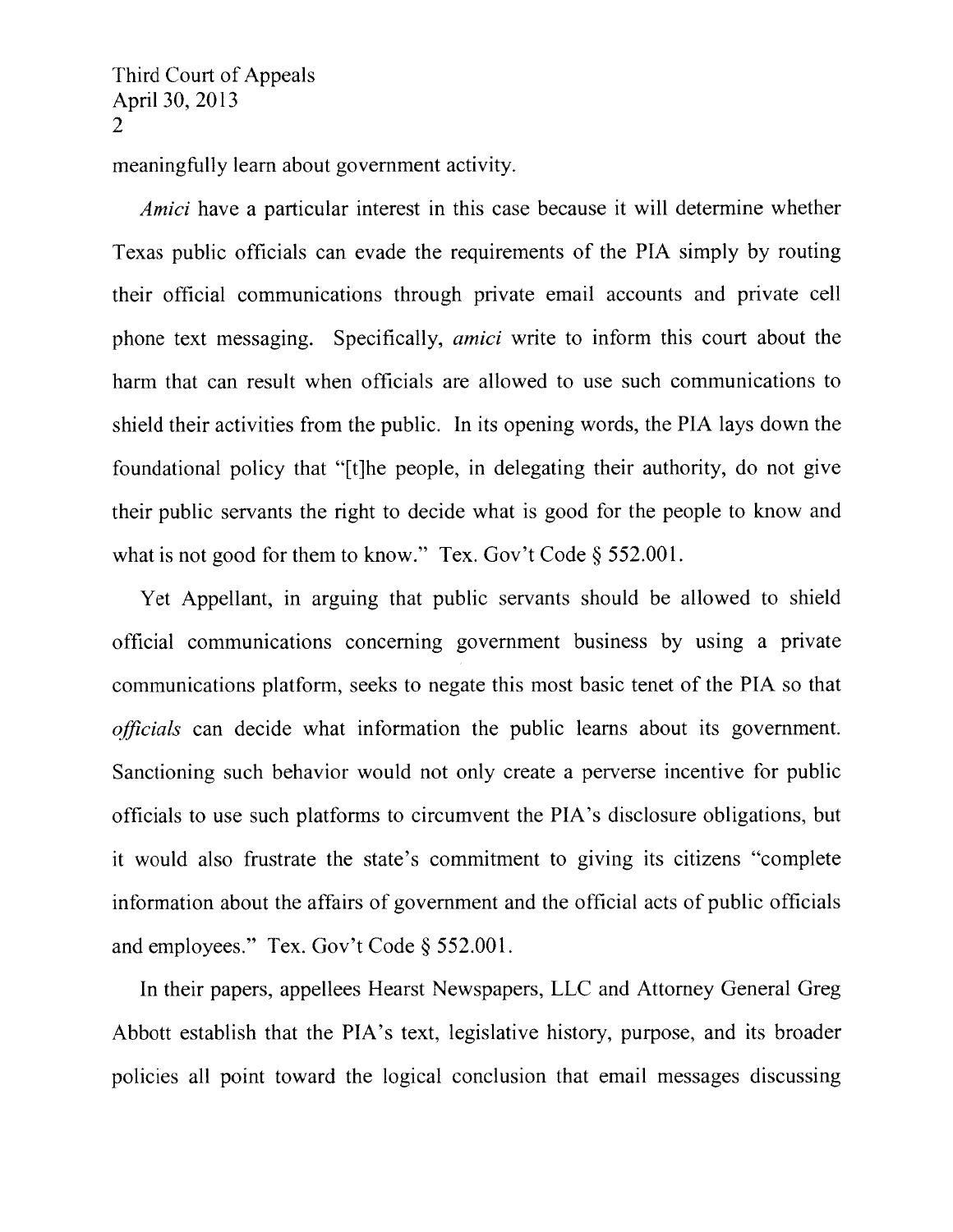meaningfully learn about government activity.

*Amici* have a particular interest in this case because it will determine whether Texas public officials can evade the requirements of the PIA simply by routing their official communications through private email accounts and private cell phone text messaging. Specifically, *amici* write to inform this court about the harm that can result when officials are allowed to use such communications to shield their activities from the public. In its opening words, the PIA lays down the foundational policy that "[t]he people, in delegating their authority, do not give their public servants the right to decide what is good for the people to know and what is not good for them to know." Tex. Gov't Code § 552.001.

Yet Appellant, in arguing that public servants should be allowed to shield official communications concerning government business by using a private communications platform, seeks to negate this most basic tenet of the PIA so that *officials* can decide what information the public learns about its government. Sanctioning such behavior would not only create a perverse incentive for public officials to use such platforms to circumvent the PIA's disclosure obligations, but it would also frustrate the state's commitment to giving its citizens "complete information about the affairs of government and the official acts of public officials and employees." Tex. Gov't Code § 552.001.

In their papers, appellees Hearst Newspapers, LLC and Attorney General Greg Abbott establish that the PIA's text, legislative history, purpose, and its broader policies all point toward the logical conclusion that email messages discussing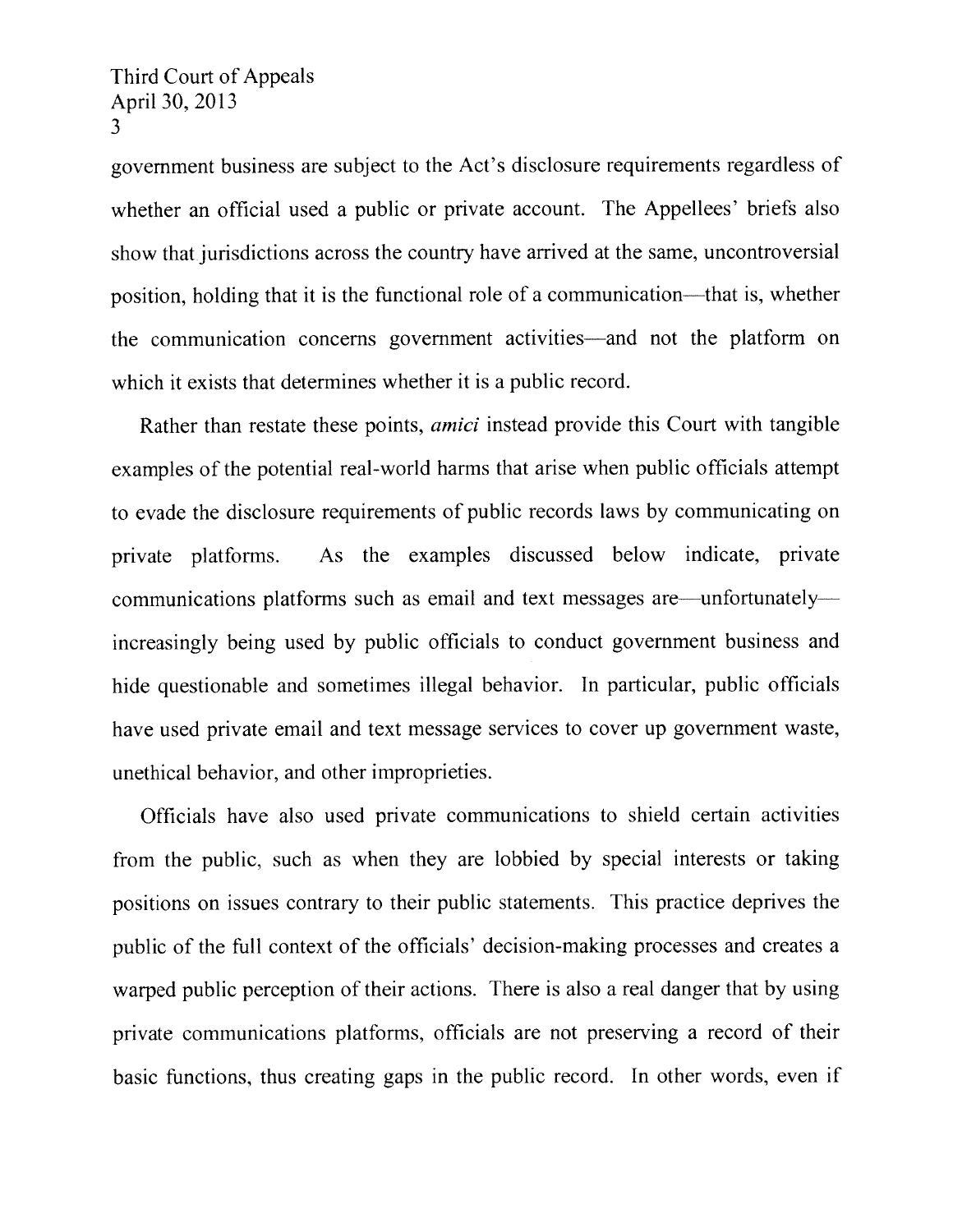government business are subject to the Act's disclosure requirements regardless of whether an official used a public or private account. The Appellees' briefs also show that jurisdictions across the country have arrived at the same, uncontroversial position, holding that it is the functional role of a communication—that is, whether the communication concerns government activities—and not the platform on which it exists that determines whether it is a public record.

Rather than restate these points, *amici* instead provide this Court with tangible examples of the potential real-world harms that arise when public officials attempt to evade the disclosure requirements of public records laws by communicating on private platforms. As the examples discussed below indicate, private communications platforms such as email and text messages are—unfortunately—increasingly being used by public officials to conduct government business and hide questionable and sometimes illegal behavior. In particular, public officials have used private email and text message services to cover up government waste, unethical behavior, and other improprieties.

Officials have also used private communications to shield certain activities from the public, such as when they are lobbied by special interests or taking positions on issues contrary to their public statements. This practice deprives the public of the full context of the officials' decision-making processes and creates a warped public perception of their actions. There is also a real danger that by using private communications platforms, officials are not preserving a record of their basic functions, thus creating gaps in the public record. In other words, even if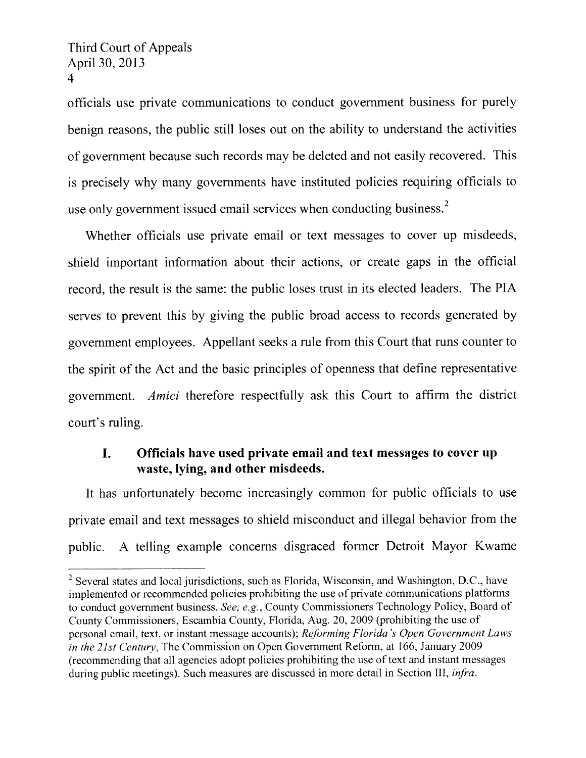officials use private communications to conduct government business for purely benign reasons, the public still loses out on the ability to understand the activities of government because such records may be deleted and not easily recovered. This is precisely why many governments have instituted policies requiring officials to use only government issued email services when conducting business.[2]

Whether officials use private email or text messages to cover up misdeeds, shield important information about their actions, or create gaps in the official record, the result is the same: the public loses trust in its elected leaders. The PIA serves to prevent this by giving the public broad access to records generated by government employees. Appellant seeks a rule from this Court that runs counter to the spirit of the Act and the basic principles of openness that define representative government. *Amici* therefore respectfully ask this Court to affirm the district court's ruling.

## I. Officials have used private email and text messages to cover up waste, lying, and other misdeeds.

It has unfortunately become increasingly common for public officials to use private email and text messages to shield misconduct and illegal behavior from the public. A telling example concerns disgraced former Detroit Mayor Kwame

---

[2] Several states and local jurisdictions, such as Florida, Wisconsin, and Washington, D.C., have implemented or recommended policies prohibiting the use of private communications platforms to conduct government business. *See, e.g.*, County Commissioners Technology Policy, Board of County Commissioners, Escambia County, Florida, Aug. 20, 2009 (prohibiting the use of personal email, text, or instant message accounts); *Reforming Florida's Open Government Laws in the 21st Century*, The Commission on Open Government Reform, at 166, January 2009 (recommending that all agencies adopt policies prohibiting the use of text and instant messages during public meetings). Such measures are discussed in more detail in Section III, *infra*.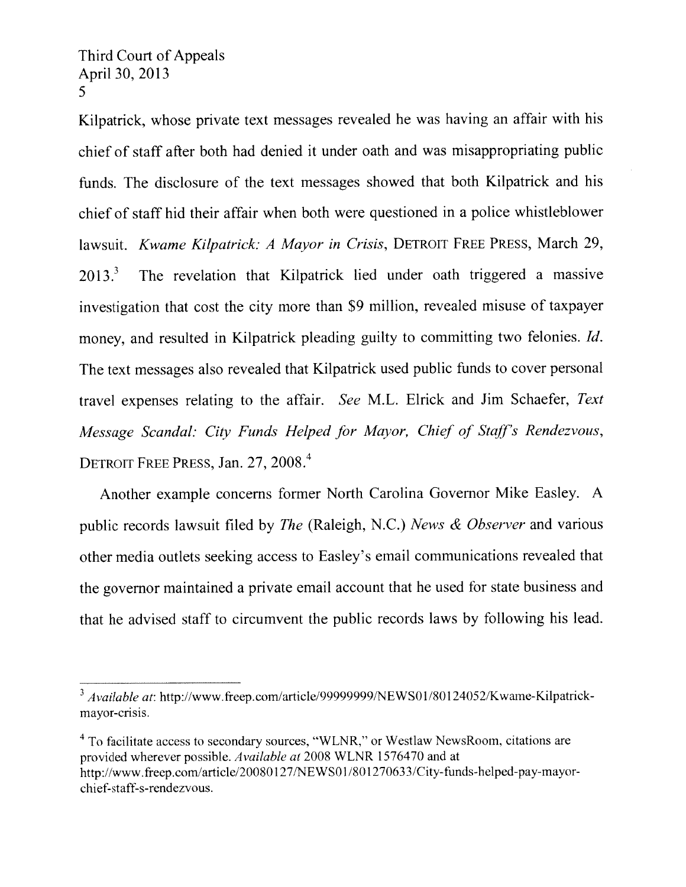Kilpatrick, whose private text messages revealed he was having an affair with his chief of staff after both had denied it under oath and was misappropriating public funds. The disclosure of the text messages showed that both Kilpatrick and his chief of staff hid their affair when both were questioned in a police whistleblower lawsuit. *Kwame Kilpatrick: A Mayor in Crisis*, DETROIT FREE PRESS, March 29, 2013.[3] The revelation that Kilpatrick lied under oath triggered a massive investigation that cost the city more than $9 million, revealed misuse of taxpayer money, and resulted in Kilpatrick pleading guilty to committing two felonies. *Id.* The text messages also revealed that Kilpatrick used public funds to cover personal travel expenses relating to the affair. *See* M.L. Elrick and Jim Schaefer, *Text Message Scandal: City Funds Helped for Mayor, Chief of Staff's Rendezvous*, DETROIT FREE PRESS, Jan. 27, 2008.[4]

Another example concerns former North Carolina Governor Mike Easley. A public records lawsuit filed by *The* (Raleigh, N.C.) *News & Observer* and various other media outlets seeking access to Easley's email communications revealed that the governor maintained a private email account that he used for state business and that he advised staff to circumvent the public records laws by following his lead.

---

[3] *Available at*: http://www.freep.com/article/99999999/NEWS01/801240052/Kwame-Kilpatrick-mayor-crisis.

[4] To facilitate access to secondary sources, "WLNR," or Westlaw NewsRoom, citations are provided wherever possible. *Available at* 2008 WLNR 1576470 and at http://www.freep.com/article/20080127/NEWS01/801270633/City-funds-helped-pay-mayor-chief-staff-s-rendezvous.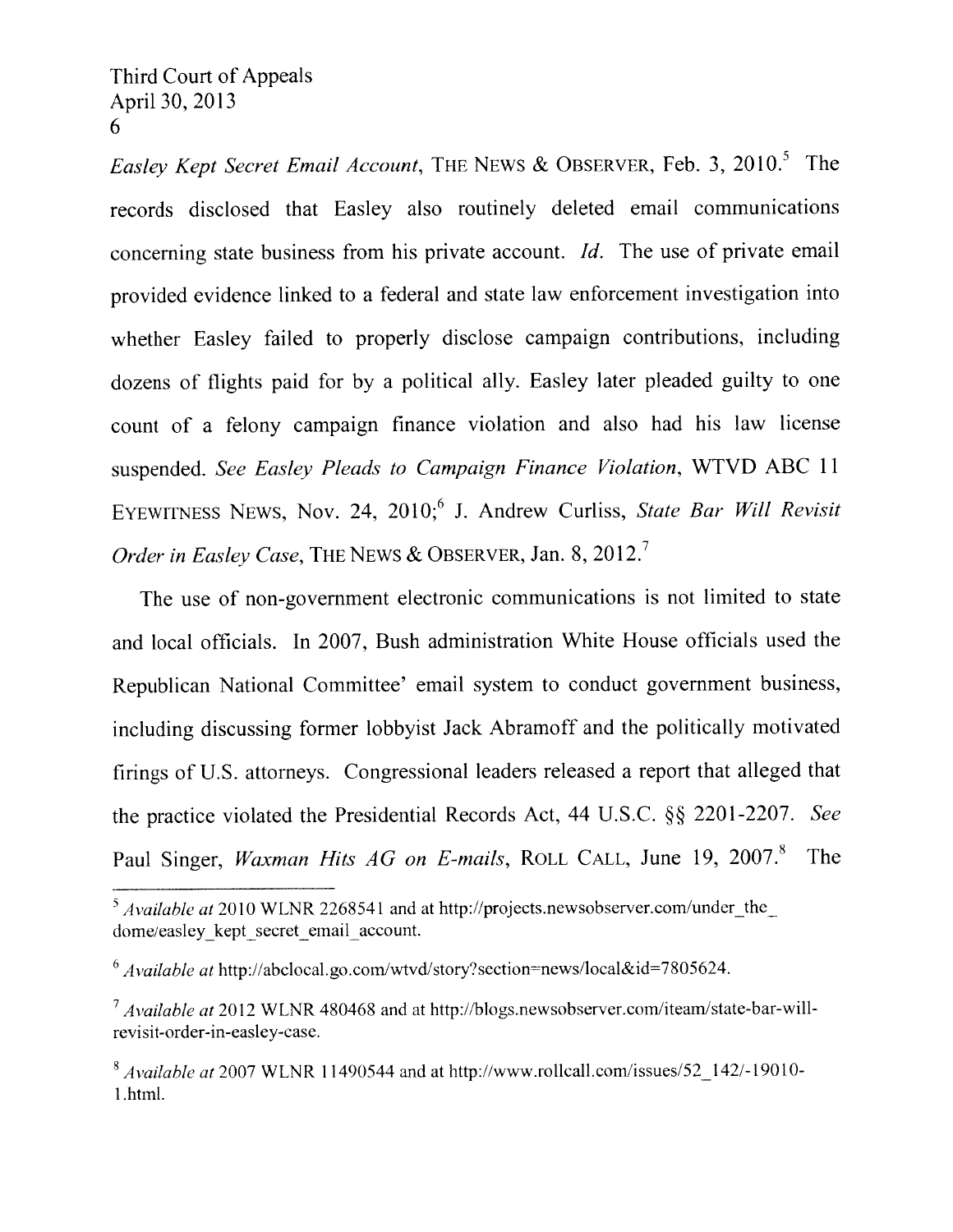*Easley Kept Secret Email Account*, THE NEWS & OBSERVER, Feb. 3, 2010.[5] The records disclosed that Easley also routinely deleted email communications concerning state business from his private account. *Id.* The use of private email provided evidence linked to a federal and state law enforcement investigation into whether Easley failed to properly disclose campaign contributions, including dozens of flights paid for by a political ally. Easley later pleaded guilty to one count of a felony campaign finance violation and also had his law license suspended. *See Easley Pleads to Campaign Finance Violation*, WTVD ABC 11 EYEWITNESS NEWS, Nov. 24, 2010;[6] J. Andrew Curliss, *State Bar Will Revisit Order in Easley Case*, THE NEWS & OBSERVER, Jan. 8, 2012.[7]

The use of non-government electronic communications is not limited to state and local officials. In 2007, Bush administration White House officials used the Republican National Committee' email system to conduct government business, including discussing former lobbyist Jack Abramoff and the politically motivated firings of U.S. attorneys. Congressional leaders released a report that alleged that the practice violated the Presidential Records Act, 44 U.S.C. §§ 2201-2207. *See* Paul Singer, *Waxman Hits AG on E-mails*, ROLL CALL, June 19, 2007.[8] The

---

[5] *Available at* 2010 WLNR 2268541 and at http://projects.newsobserver.com/under_the_dome/easley_kept_secret_email_account.

[6] *Available at* http://abclocal.go.com/wtvd/story?section=news/local&id=7805624.

[7] *Available at* 2012 WLNR 480468 and at http://blogs.newsobserver.com/iteam/state-bar-will-revisit-order-in-easley-case.

[8] *Available at* 2007 WLNR 11490544 and at http://www.rollcall.com/issues/52_142/-19010-1.html.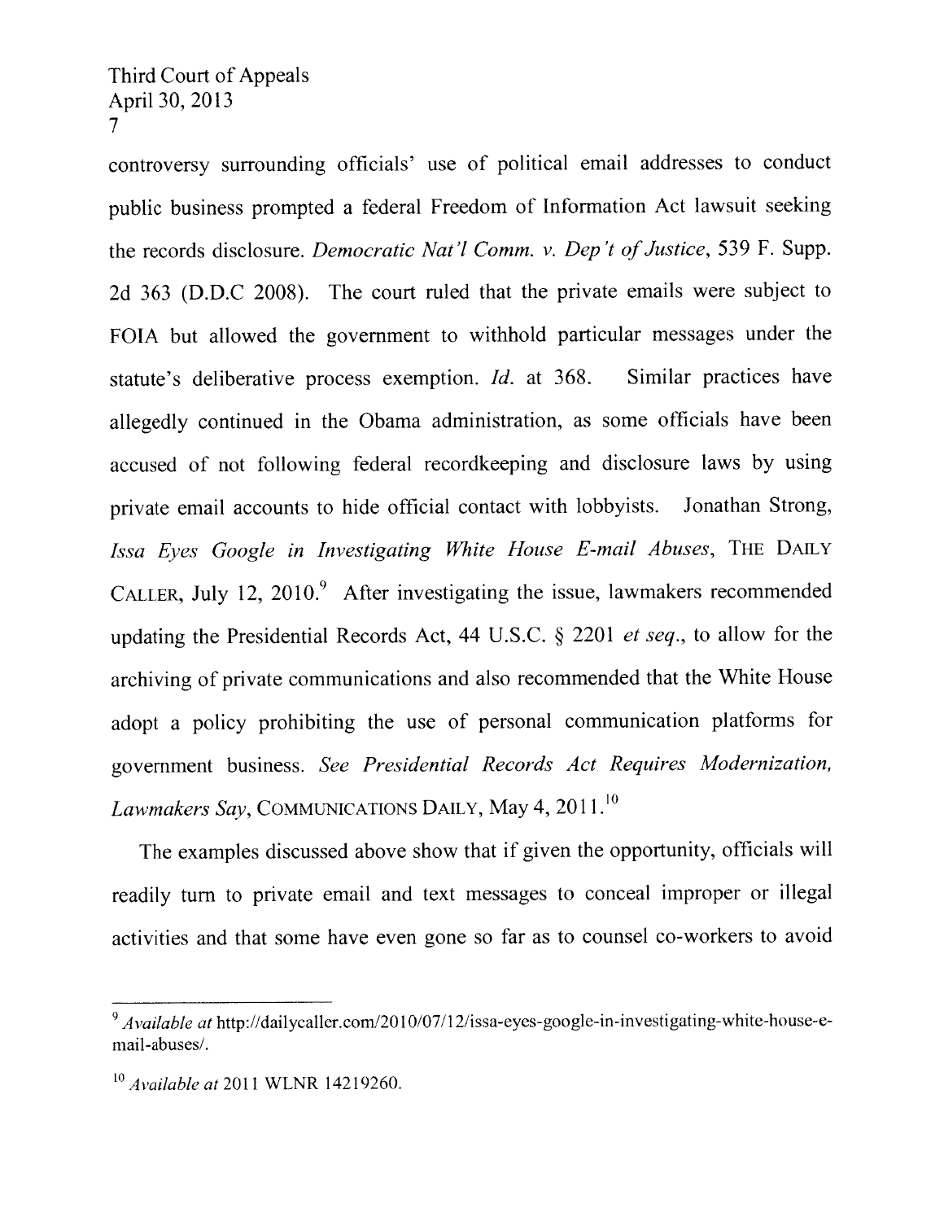controversy surrounding officials' use of political email addresses to conduct public business prompted a federal Freedom of Information Act lawsuit seeking the records disclosure. *Democratic Nat'l Comm. v. Dep't of Justice*, 539 F. Supp. 2d 363 (D.D.C 2008). The court ruled that the private emails were subject to FOIA but allowed the government to withhold particular messages under the statute's deliberative process exemption. *Id.* at 368. Similar practices have allegedly continued in the Obama administration, as some officials have been accused of not following federal recordkeeping and disclosure laws by using private email accounts to hide official contact with lobbyists. Jonathan Strong, *Issa Eyes Google in Investigating White House E-mail Abuses*, THE DAILY CALLER, July 12, 2010.[9] After investigating the issue, lawmakers recommended updating the Presidential Records Act, 44 U.S.C. § 2201 *et seq.*, to allow for the archiving of private communications and also recommended that the White House adopt a policy prohibiting the use of personal communication platforms for government business. *See Presidential Records Act Requires Modernization, Lawmakers Say*, COMMUNICATIONS DAILY, May 4, 2011.[10]

The examples discussed above show that if given the opportunity, officials will readily turn to private email and text messages to conceal improper or illegal activities and that some have even gone so far as to counsel co-workers to avoid

---

[9] *Available at* http://dailycaller.com/2010/07/12/issa-eyes-google-in-investigating-white-house-e-mail-abuses/.

[10] *Available at* 2011 WLNR 14219260.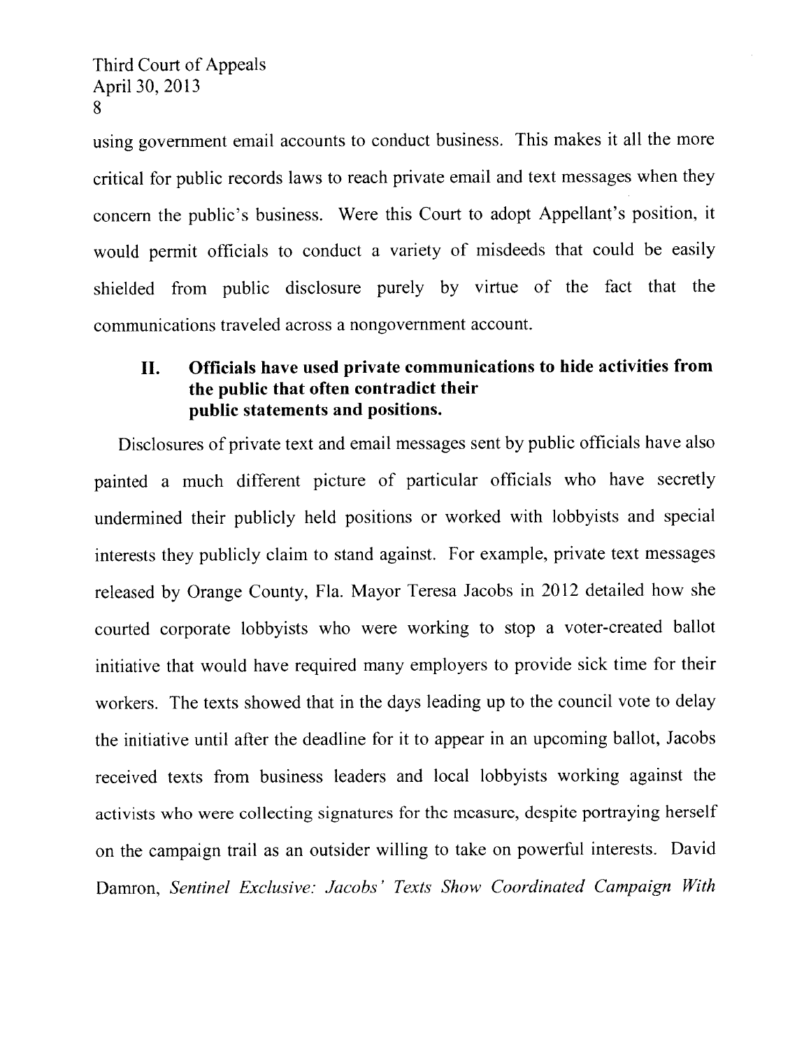using government email accounts to conduct business. This makes it all the more critical for public records laws to reach private email and text messages when they concern the public's business. Were this Court to adopt Appellant's position, it would permit officials to conduct a variety of misdeeds that could be easily shielded from public disclosure purely by virtue of the fact that the communications traveled across a nongovernment account.

## II. Officials have used private communications to hide activities from the public that often contradict their public statements and positions.

Disclosures of private text and email messages sent by public officials have also painted a much different picture of particular officials who have secretly undermined their publicly held positions or worked with lobbyists and special interests they publicly claim to stand against. For example, private text messages released by Orange County, Fla. Mayor Teresa Jacobs in 2012 detailed how she courted corporate lobbyists who were working to stop a voter-created ballot initiative that would have required many employers to provide sick time for their workers. The texts showed that in the days leading up to the council vote to delay the initiative until after the deadline for it to appear in an upcoming ballot, Jacobs received texts from business leaders and local lobbyists working against the activists who were collecting signatures for the measure, despite portraying herself on the campaign trail as an outsider willing to take on powerful interests. David Damron, *Sentinel Exclusive: Jacobs' Texts Show Coordinated Campaign With*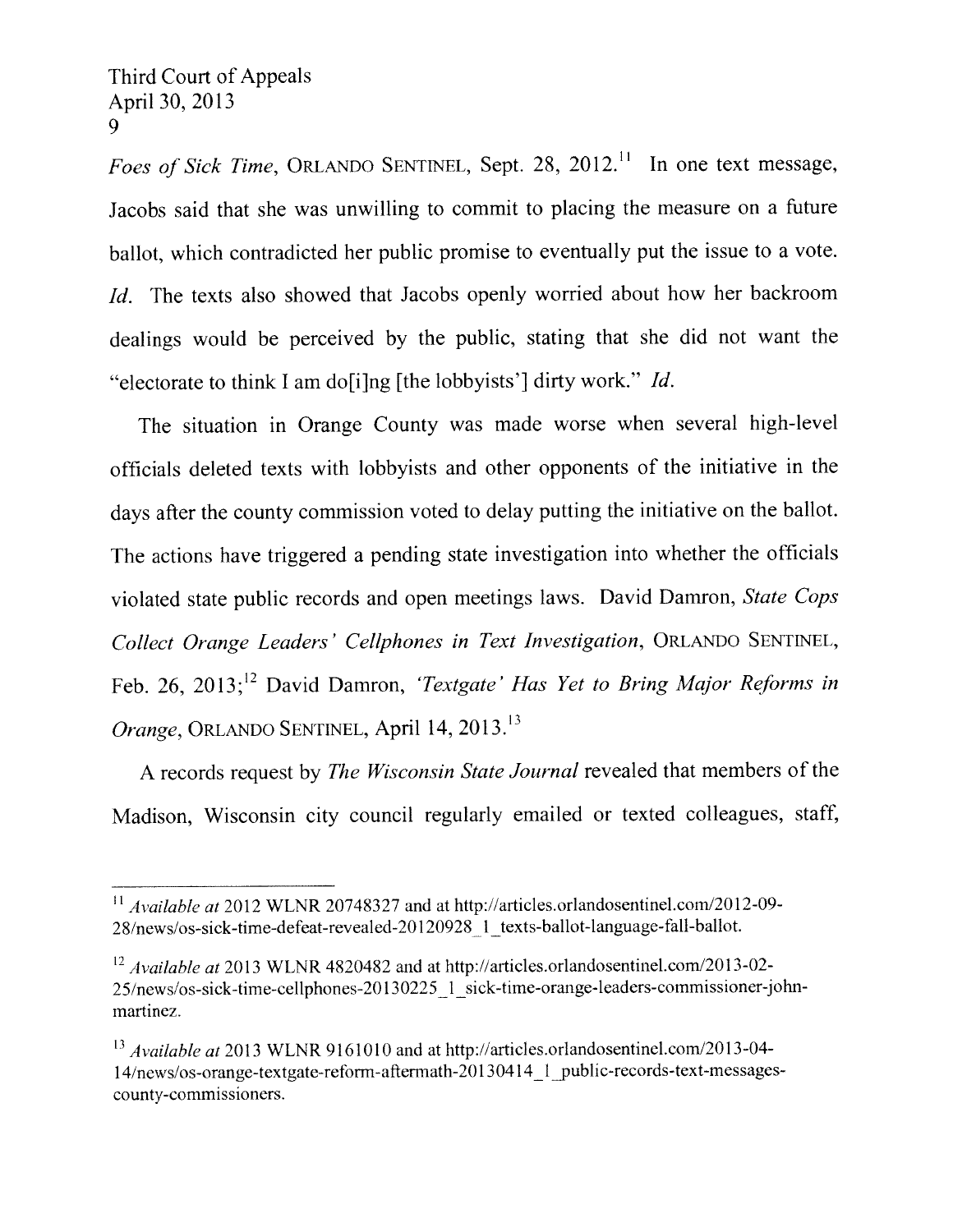*Foes of Sick Time*, ORLANDO SENTINEL, Sept. 28, 2012.[11] In one text message, Jacobs said that she was unwilling to commit to placing the measure on a future ballot, which contradicted her public promise to eventually put the issue to a vote. *Id.* The texts also showed that Jacobs openly worried about how her backroom dealings would be perceived by the public, stating that she did not want the "electorate to think I am do[i]ng [the lobbyists'] dirty work." *Id.*

The situation in Orange County was made worse when several high-level officials deleted texts with lobbyists and other opponents of the initiative in the days after the county commission voted to delay putting the initiative on the ballot. The actions have triggered a pending state investigation into whether the officials violated state public records and open meetings laws. David Damron, *State Cops Collect Orange Leaders' Cellphones in Text Investigation*, ORLANDO SENTINEL, Feb. 26, 2013;[12] David Damron, *'Textgate' Has Yet to Bring Major Reforms in Orange*, ORLANDO SENTINEL, April 14, 2013.[13]

A records request by *The Wisconsin State Journal* revealed that members of the Madison, Wisconsin city council regularly emailed or texted colleagues, staff,

---

[11] *Available at* 2012 WLNR 20748327 and at http://articles.orlandosentinel.com/2012-09-28/news/os-sick-time-defeat-revealed-20120928_1_texts-ballot-language-fall-ballot.

[12] *Available at* 2013 WLNR 4820482 and at http://articles.orlandosentinel.com/2013-02-25/news/os-sick-time-cellphones-20130225_1_sick-time-orange-leaders-commissioner-john-martinez.

[13] *Available at* 2013 WLNR 9161010 and at http://articles.orlandosentinel.com/2013-04-14/news/os-orange-textgate-reform-aftermath-20130414_1_public-records-text-messages-county-commissioners.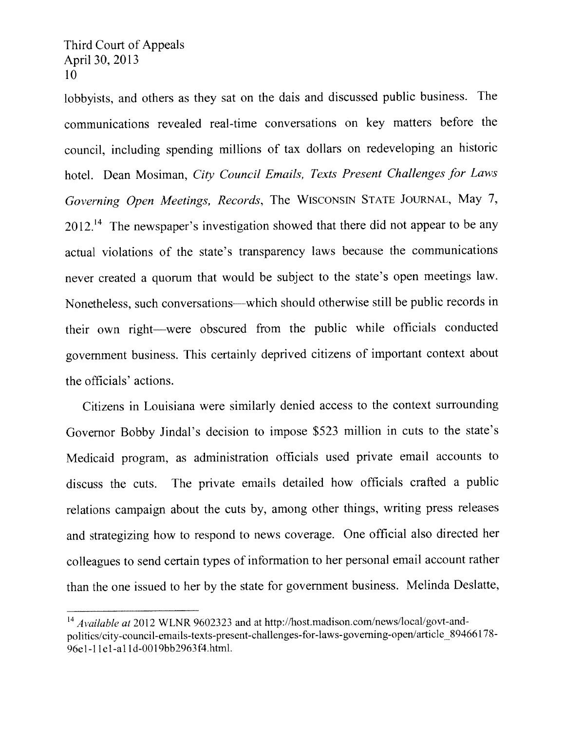lobbyists, and others as they sat on the dais and discussed public business. The communications revealed real-time conversations on key matters before the council, including spending millions of tax dollars on redeveloping an historic hotel. Dean Mosiman, *City Council Emails, Texts Present Challenges for Laws Governing Open Meetings, Records*, The WISCONSIN STATE JOURNAL, May 7, 2012.[14] The newspaper's investigation showed that there did not appear to be any actual violations of the state's transparency laws because the communications never created a quorum that would be subject to the state's open meetings law. Nonetheless, such conversations—which should otherwise still be public records in their own right—were obscured from the public while officials conducted government business. This certainly deprived citizens of important context about the officials' actions.

Citizens in Louisiana were similarly denied access to the context surrounding Governor Bobby Jindal's decision to impose $523 million in cuts to the state's Medicaid program, as administration officials used private email accounts to discuss the cuts. The private emails detailed how officials crafted a public relations campaign about the cuts by, among other things, writing press releases and strategizing how to respond to news coverage. One official also directed her colleagues to send certain types of information to her personal email account rather than the one issued to her by the state for government business. Melinda Deslatte,

---

[14] *Available at* 2012 WLNR 9602323 and at http://host.madison.com/news/local/govt-and-politics/city-council-emails-texts-present-challenges-for-laws-governing-open/article_89466178-96e1-11e1-a11d-0019bb2963f4.html.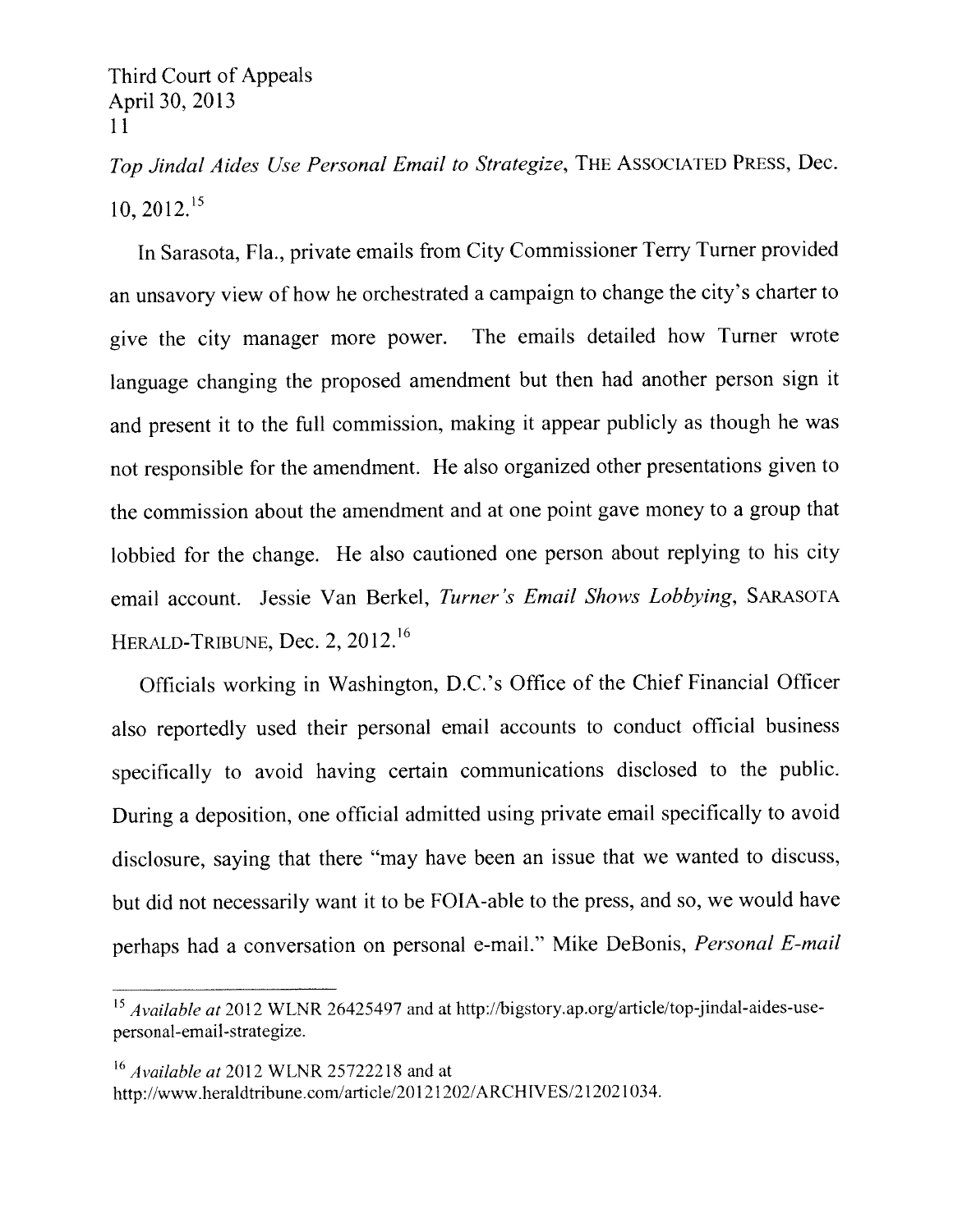*Top Jindal Aides Use Personal Email to Strategize*, THE ASSOCIATED PRESS, Dec. 10, 2012.[15]

In Sarasota, Fla., private emails from City Commissioner Terry Turner provided an unsavory view of how he orchestrated a campaign to change the city's charter to give the city manager more power. The emails detailed how Turner wrote language changing the proposed amendment but then had another person sign it and present it to the full commission, making it appear publicly as though he was not responsible for the amendment. He also organized other presentations given to the commission about the amendment and at one point gave money to a group that lobbied for the change. He also cautioned one person about replying to his city email account. Jessie Van Berkel, *Turner's Email Shows Lobbying*, SARASOTA HERALD-TRIBUNE, Dec. 2, 2012.[16]

Officials working in Washington, D.C.'s Office of the Chief Financial Officer also reportedly used their personal email accounts to conduct official business specifically to avoid having certain communications disclosed to the public. During a deposition, one official admitted using private email specifically to avoid disclosure, saying that there "may have been an issue that we wanted to discuss, but did not necessarily want it to be FOIA-able to the press, and so, we would have perhaps had a conversation on personal e-mail." Mike DeBonis, *Personal E-mail*

---

[15] *Available at* 2012 WLNR 26425497 and at http://bigstory.ap.org/article/top-jindal-aides-use-personal-email-strategize.

[16] *Available at* 2012 WLNR 25722218 and at http://www.heraldtribune.com/article/20121202/ARCHIVES/212021034.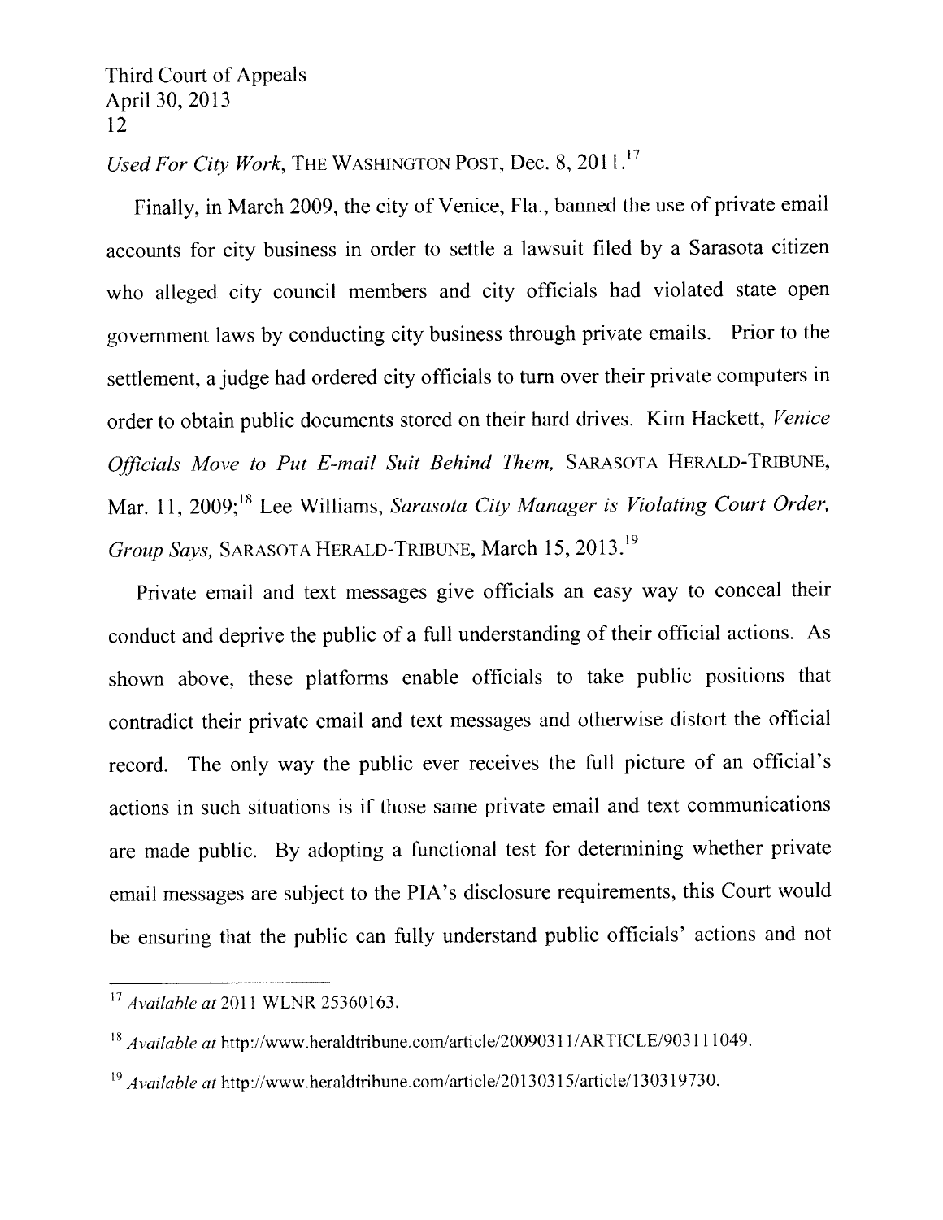*Used For City Work*, THE WASHINGTON POST, Dec. 8, 2011.[17]

Finally, in March 2009, the city of Venice, Fla., banned the use of private email accounts for city business in order to settle a lawsuit filed by a Sarasota citizen who alleged city council members and city officials had violated state open government laws by conducting city business through private emails. Prior to the settlement, a judge had ordered city officials to turn over their private computers in order to obtain public documents stored on their hard drives. Kim Hackett, *Venice Officials Move to Put E-mail Suit Behind Them,* SARASOTA HERALD-TRIBUNE, Mar. 11, 2009;[18] Lee Williams, *Sarasota City Manager is Violating Court Order, Group Says,* SARASOTA HERALD-TRIBUNE, March 15, 2013.[19]

Private email and text messages give officials an easy way to conceal their conduct and deprive the public of a full understanding of their official actions. As shown above, these platforms enable officials to take public positions that contradict their private email and text messages and otherwise distort the official record. The only way the public ever receives the full picture of an official's actions in such situations is if those same private email and text communications are made public. By adopting a functional test for determining whether private email messages are subject to the PIA's disclosure requirements, this Court would be ensuring that the public can fully understand public officials' actions and not

---

[17] *Available at* 2011 WLNR 25360163.

[18] *Available at* http://www.heraldtribune.com/article/20090311/ARTICLE/903111049.

[19] *Available at* http://www.heraldtribune.com/article/20130315/article/130319730.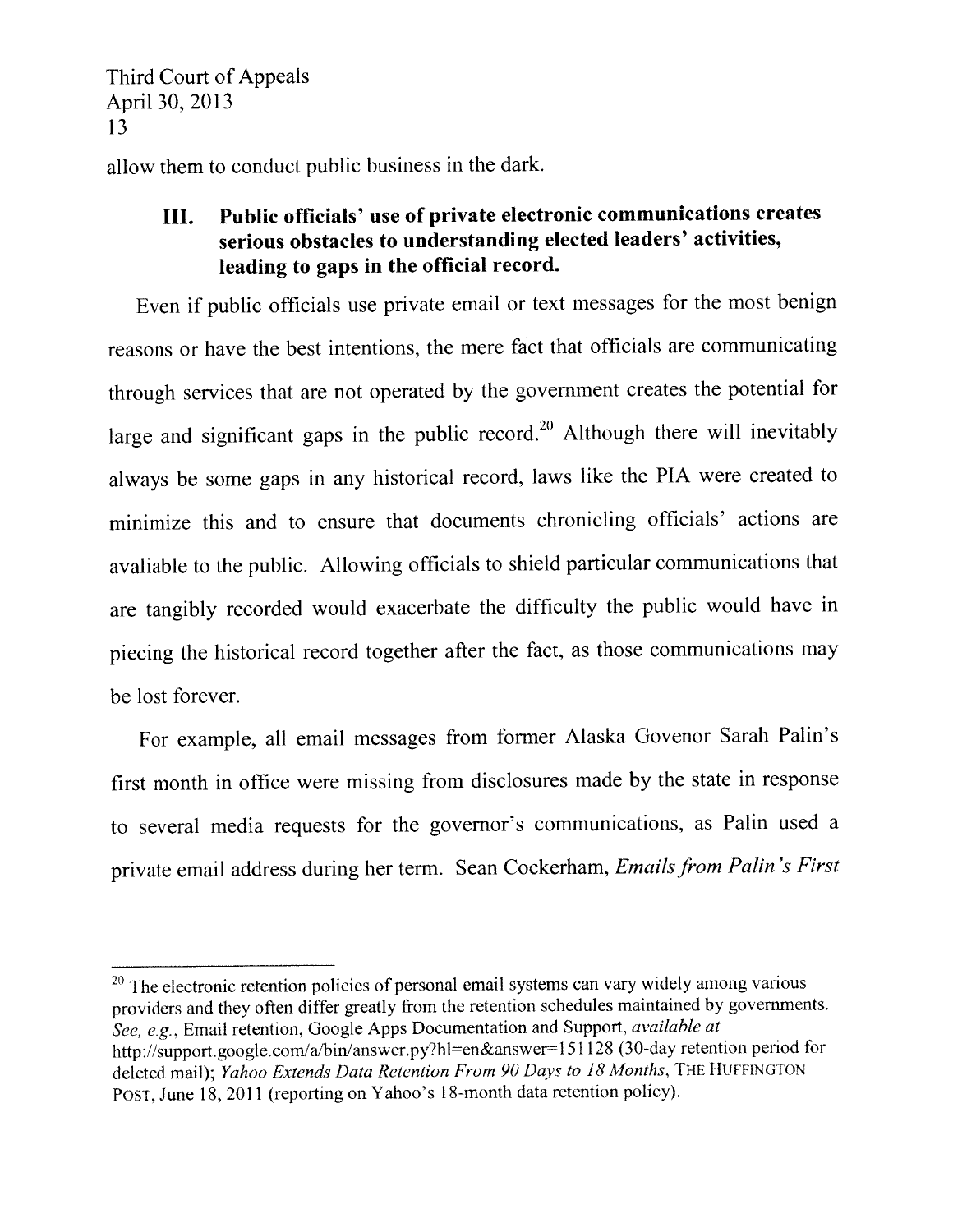allow them to conduct public business in the dark.

### III. Public officials' use of private electronic communications creates serious obstacles to understanding elected leaders' activities, leading to gaps in the official record.

Even if public officials use private email or text messages for the most benign reasons or have the best intentions, the mere fact that officials are communicating through services that are not operated by the government creates the potential for large and significant gaps in the public record.[20] Although there will inevitably always be some gaps in any historical record, laws like the PIA were created to minimize this and to ensure that documents chronicling officials' actions are avaliable to the public. Allowing officials to shield particular communications that are tangibly recorded would exacerbate the difficulty the public would have in piecing the historical record together after the fact, as those communications may be lost forever.

For example, all email messages from former Alaska Govenor Sarah Palin's first month in office were missing from disclosures made by the state in response to several media requests for the governor's communications, as Palin used a private email address during her term. Sean Cockerham, *Emails from Palin's First*

---

[20] The electronic retention policies of personal email systems can vary widely among various providers and they often differ greatly from the retention schedules maintained by governments. *See, e.g.*, Email retention, Google Apps Documentation and Support, *available at* http://support.google.com/a/bin/answer.py?hl=en&answer=151128 (30-day retention period for deleted mail); *Yahoo Extends Data Retention From 90 Days to 18 Months*, THE HUFFINGTON POST, June 18, 2011 (reporting on Yahoo's 18-month data retention policy).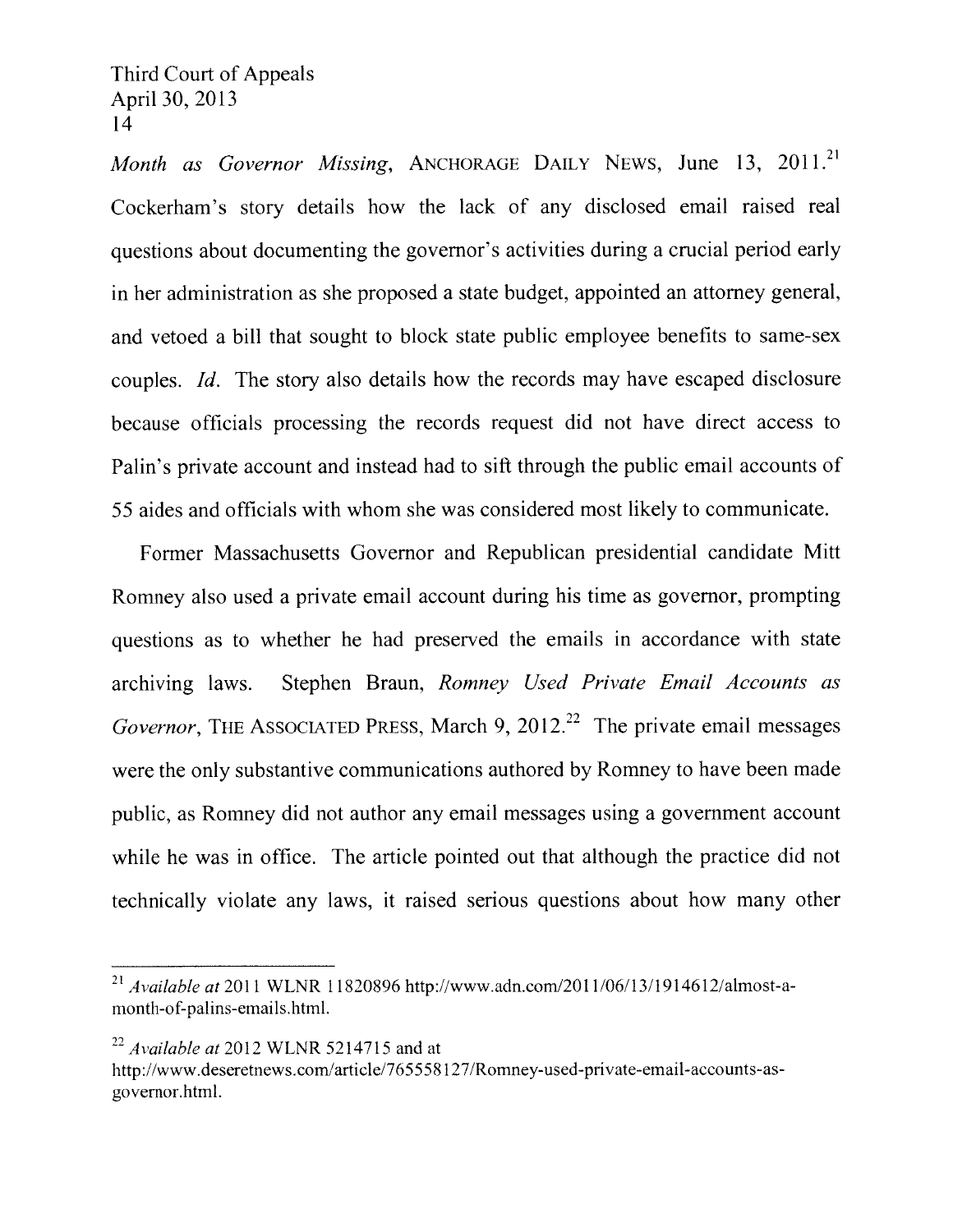*Month as Governor Missing*, ANCHORAGE DAILY NEWS, June 13, 2011.[21] Cockerham's story details how the lack of any disclosed email raised real questions about documenting the governor's activities during a crucial period early in her administration as she proposed a state budget, appointed an attorney general, and vetoed a bill that sought to block state public employee benefits to same-sex couples. *Id.* The story also details how the records may have escaped disclosure because officials processing the records request did not have direct access to Palin's private account and instead had to sift through the public email accounts of 55 aides and officials with whom she was considered most likely to communicate.

Former Massachusetts Governor and Republican presidential candidate Mitt Romney also used a private email account during his time as governor, prompting questions as to whether he had preserved the emails in accordance with state archiving laws. Stephen Braun, *Romney Used Private Email Accounts as Governor*, THE ASSOCIATED PRESS, March 9, 2012.[22] The private email messages were the only substantive communications authored by Romney to have been made public, as Romney did not author any email messages using a government account while he was in office. The article pointed out that although the practice did not technically violate any laws, it raised serious questions about how many other

---

[21] *Available at* 2011 WLNR 11820896 http://www.adn.com/2011/06/13/1914612/almost-a-month-of-palins-emails.html.

[22] *Available at* 2012 WLNR 5214715 and at http://www.deseretnews.com/article/765558127/Romney-used-private-email-accounts-as-governor.html.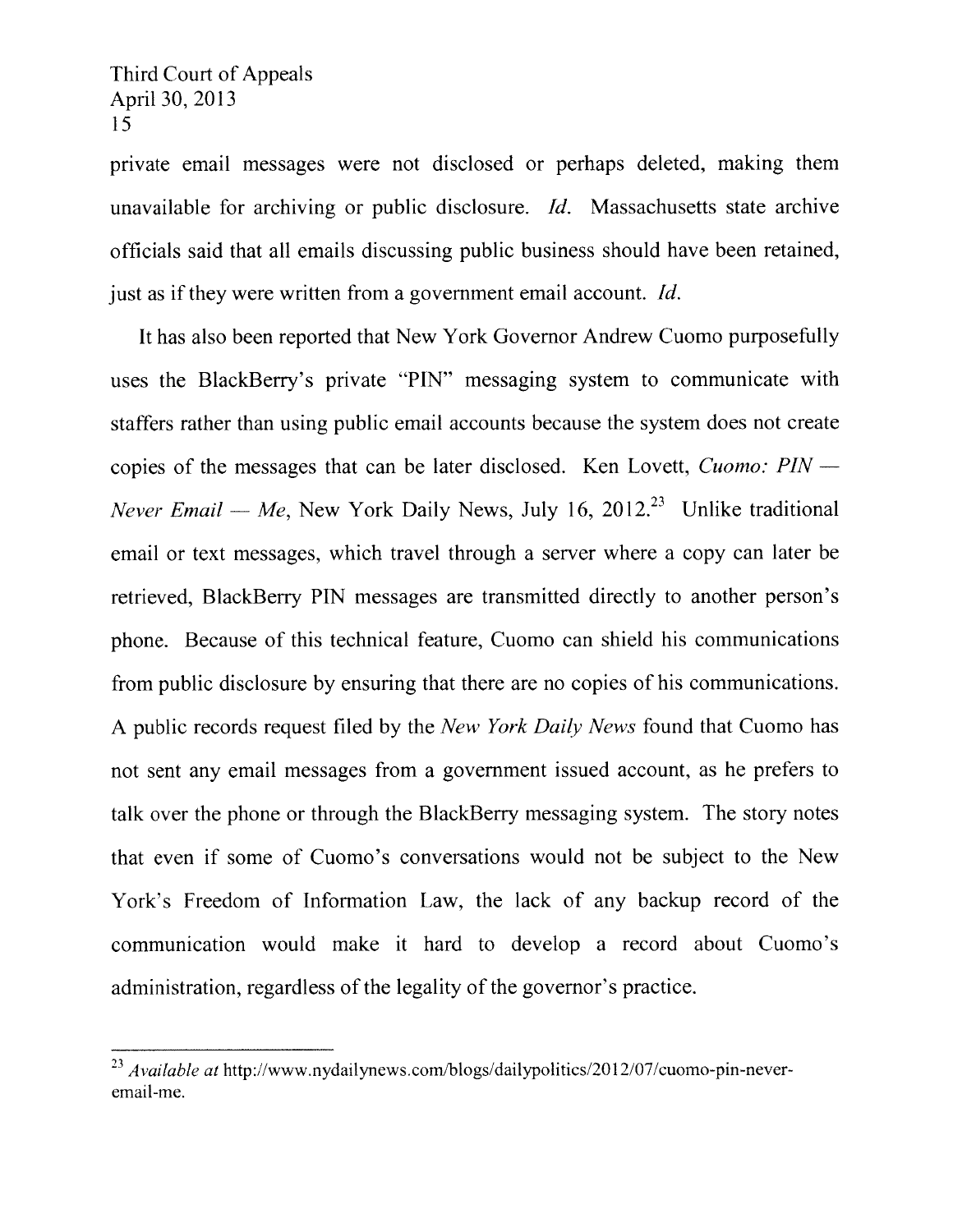private email messages were not disclosed or perhaps deleted, making them unavailable for archiving or public disclosure. *Id.* Massachusetts state archive officials said that all emails discussing public business should have been retained, just as if they were written from a government email account. *Id.*

It has also been reported that New York Governor Andrew Cuomo purposefully uses the BlackBerry's private "PIN" messaging system to communicate with staffers rather than using public email accounts because the system does not create copies of the messages that can be later disclosed. Ken Lovett, *Cuomo: PIN — Never Email — Me*, New York Daily News, July 16, 2012.[23] Unlike traditional email or text messages, which travel through a server where a copy can later be retrieved, BlackBerry PIN messages are transmitted directly to another person's phone. Because of this technical feature, Cuomo can shield his communications from public disclosure by ensuring that there are no copies of his communications. A public records request filed by the *New York Daily News* found that Cuomo has not sent any email messages from a government issued account, as he prefers to talk over the phone or through the BlackBerry messaging system. The story notes that even if some of Cuomo's conversations would not be subject to the New York's Freedom of Information Law, the lack of any backup record of the communication would make it hard to develop a record about Cuomo's administration, regardless of the legality of the governor's practice.

---

[23] *Available at* http://www.nydailynews.com/blogs/dailypolitics/2012/07/cuomo-pin-never-email-me.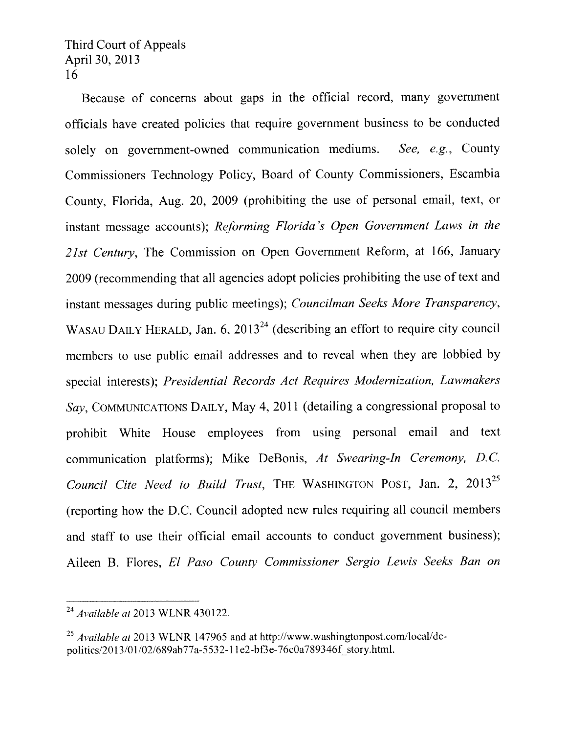Because of concerns about gaps in the official record, many government officials have created policies that require government business to be conducted solely on government-owned communication mediums. *See, e.g.*, County Commissioners Technology Policy, Board of County Commissioners, Escambia County, Florida, Aug. 20, 2009 (prohibiting the use of personal email, text, or instant message accounts); *Reforming Florida's Open Government Laws in the 21st Century*, The Commission on Open Government Reform, at 166, January 2009 (recommending that all agencies adopt policies prohibiting the use of text and instant messages during public meetings); *Councilman Seeks More Transparency*, WASAU DAILY HERALD, Jan. 6, 2013[24] (describing an effort to require city council members to use public email addresses and to reveal when they are lobbied by special interests); *Presidential Records Act Requires Modernization, Lawmakers Say*, COMMUNICATIONS DAILY, May 4, 2011 (detailing a congressional proposal to prohibit White House employees from using personal email and text communication platforms); Mike DeBonis, *At Swearing-In Ceremony, D.C. Council Cite Need to Build Trust*, THE WASHINGTON POST, Jan. 2, 2013[25] (reporting how the D.C. Council adopted new rules requiring all council members and staff to use their official email accounts to conduct government business); Aileen B. Flores, *El Paso County Commissioner Sergio Lewis Seeks Ban on*

---

[24] *Available at* 2013 WLNR 430122.

[25] *Available at* 2013 WLNR 147965 and at http://www.washingtonpost.com/local/dc-politics/2013/01/02/689ab77a-5532-11e2-bf3e-76c0a789346f_story.html.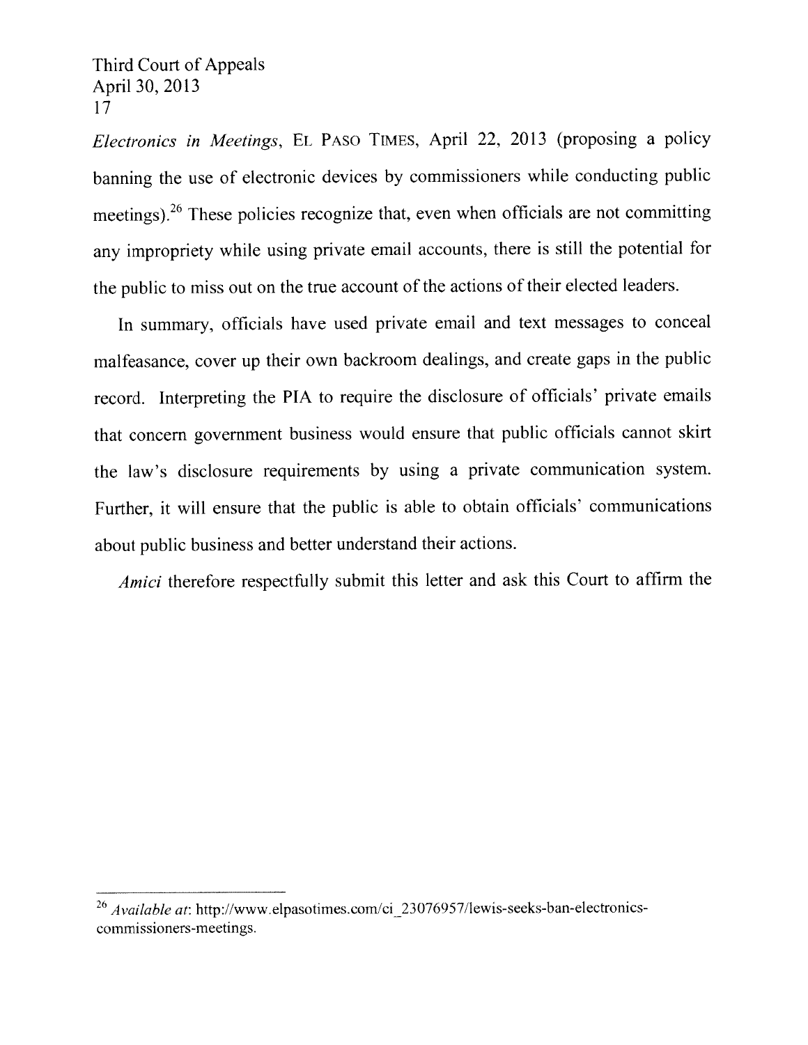*Electronics in Meetings*, EL PASO TIMES, April 22, 2013 (proposing a policy banning the use of electronic devices by commissioners while conducting public meetings).[26] These policies recognize that, even when officials are not committing any impropriety while using private email accounts, there is still the potential for the public to miss out on the true account of the actions of their elected leaders.

In summary, officials have used private email and text messages to conceal malfeasance, cover up their own backroom dealings, and create gaps in the public record. Interpreting the PIA to require the disclosure of officials' private emails that concern government business would ensure that public officials cannot skirt the law's disclosure requirements by using a private communication system. Further, it will ensure that the public is able to obtain officials' communications about public business and better understand their actions.

*Amici* therefore respectfully submit this letter and ask this Court to affirm the

---

[26] *Available at*: http://www.elpasotimes.com/ci_23076957/lewis-seeks-ban-electronics-commissioners-meetings.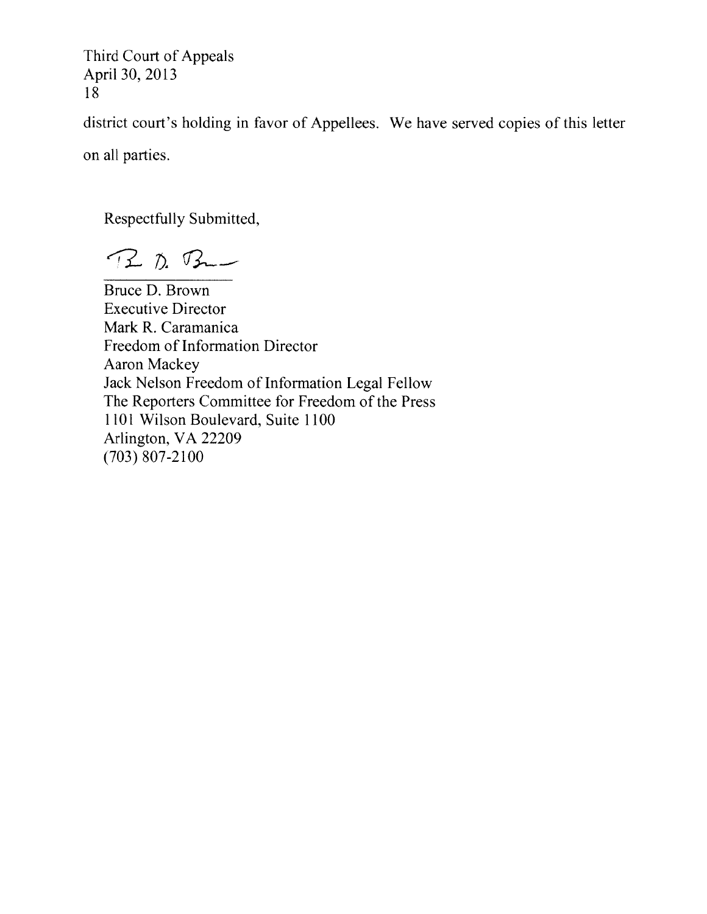district court's holding in favor of Appellees. We have served copies of this letter on all parties.

Respectfully Submitted,

Bruce D. Brown
Executive Director
Mark R. Caramanica
Freedom of Information Director
Aaron Mackey
Jack Nelson Freedom of Information Legal Fellow
The Reporters Committee for Freedom of the Press
1101 Wilson Boulevard, Suite 1100
Arlington, VA 22209
(703) 807-2100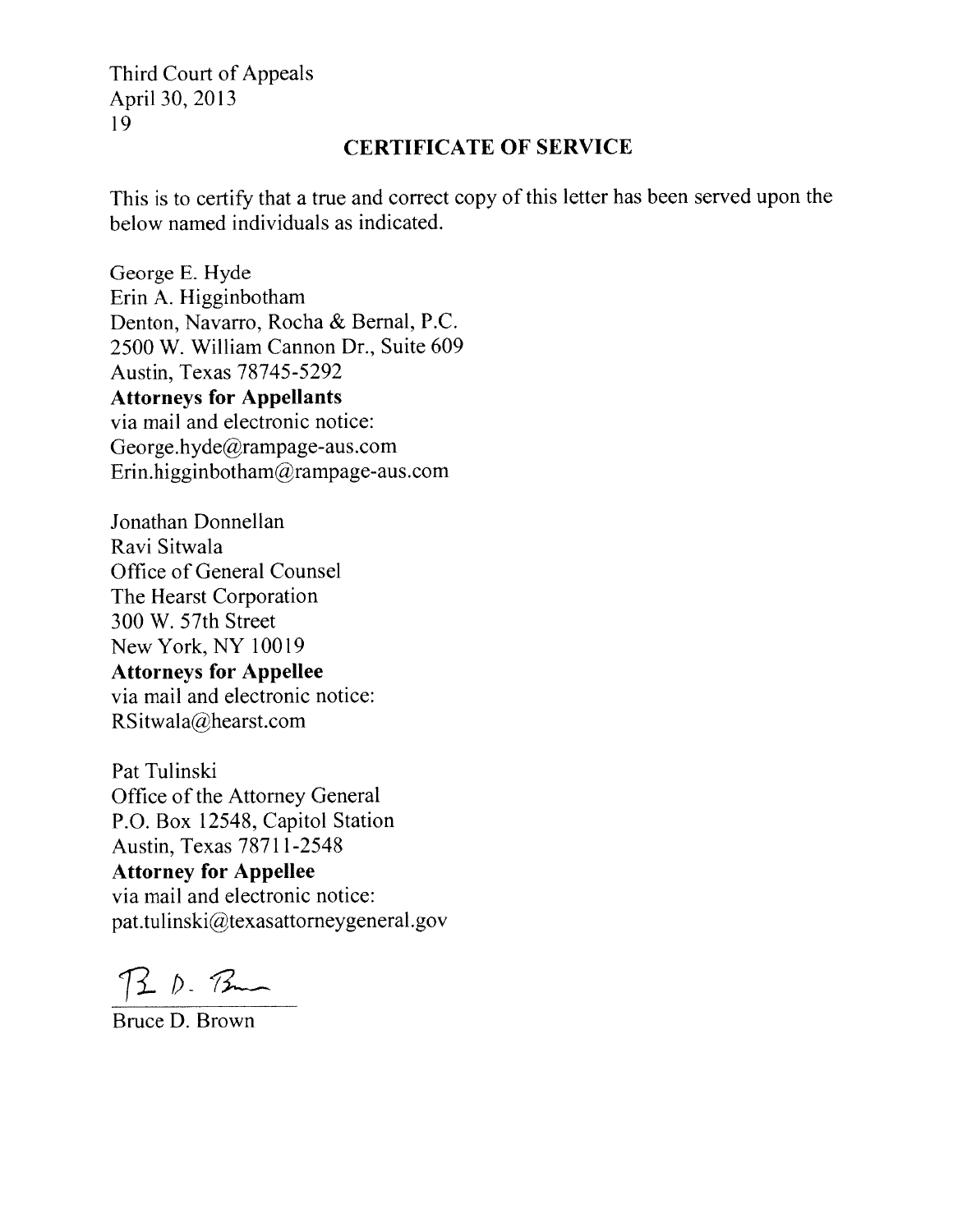## CERTIFICATE OF SERVICE

This is to certify that a true and correct copy of this letter has been served upon the below named individuals as indicated.

George E. Hyde
Erin A. Higginbotham
Denton, Navarro, Rocha & Bernal, P.C.
2500 W. William Cannon Dr., Suite 609
Austin, Texas 78745-5292
**Attorneys for Appellants**
via mail and electronic notice:
George.hyde@rampage-aus.com
Erin.higginbotham@rampage-aus.com

Jonathan Donnellan
Ravi Sitwala
Office of General Counsel
The Hearst Corporation
300 W. 57th Street
New York, NY 10019
**Attorneys for Appellee**
via mail and electronic notice:
RSitwala@hearst.com

Pat Tulinski
Office of the Attorney General
P.O. Box 12548, Capitol Station
Austin, Texas 78711-2548
**Attorney for Appellee**
via mail and electronic notice:
pat.tulinski@texasattorneygeneral.gov

B. D. Brown

Bruce D. Brown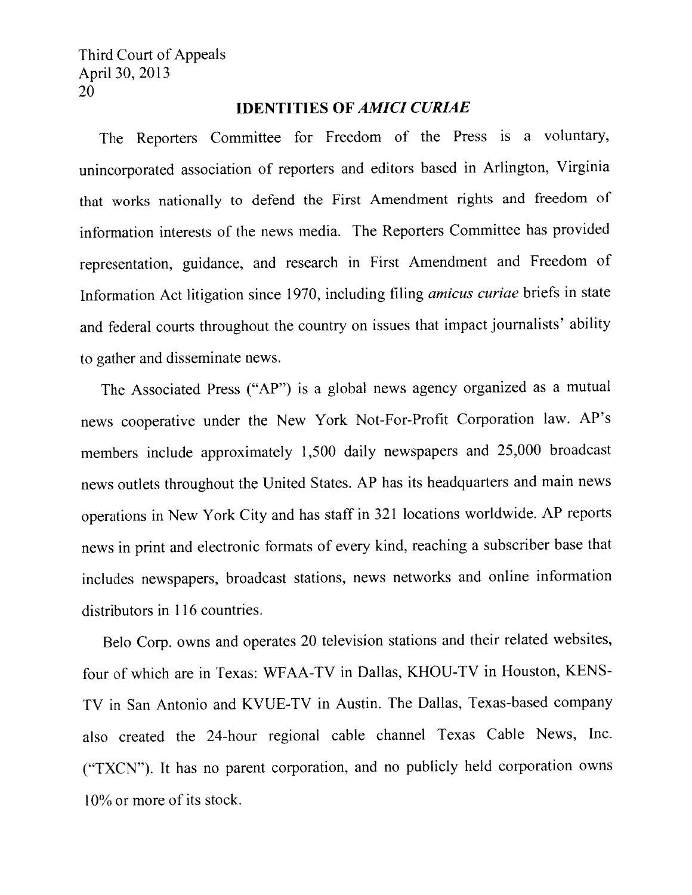## IDENTITIES OF *AMICI CURIAE*

The Reporters Committee for Freedom of the Press is a voluntary, unincorporated association of reporters and editors based in Arlington, Virginia that works nationally to defend the First Amendment rights and freedom of information interests of the news media. The Reporters Committee has provided representation, guidance, and research in First Amendment and Freedom of Information Act litigation since 1970, including filing *amicus curiae* briefs in state and federal courts throughout the country on issues that impact journalists' ability to gather and disseminate news.

The Associated Press ("AP") is a global news agency organized as a mutual news cooperative under the New York Not-For-Profit Corporation law. AP's members include approximately 1,500 daily newspapers and 25,000 broadcast news outlets throughout the United States. AP has its headquarters and main news operations in New York City and has staff in 321 locations worldwide. AP reports news in print and electronic formats of every kind, reaching a subscriber base that includes newspapers, broadcast stations, news networks and online information distributors in 116 countries.

Belo Corp. owns and operates 20 television stations and their related websites, four of which are in Texas: WFAA-TV in Dallas, KHOU-TV in Houston, KENS-TV in San Antonio and KVUE-TV in Austin. The Dallas, Texas-based company also created the 24-hour regional cable channel Texas Cable News, Inc. ("TXCN"). It has no parent corporation, and no publicly held corporation owns 10% or more of its stock.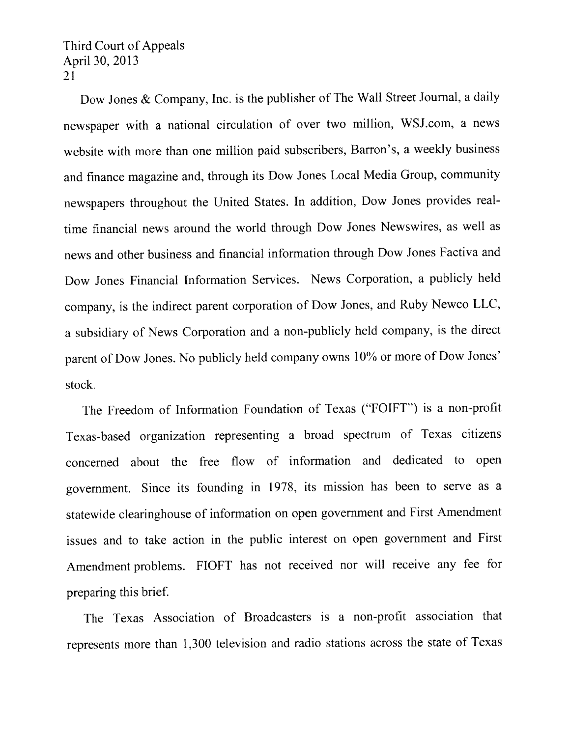Dow Jones & Company, Inc. is the publisher of The Wall Street Journal, a daily newspaper with a national circulation of over two million, WSJ.com, a news website with more than one million paid subscribers, Barron's, a weekly business and finance magazine and, through its Dow Jones Local Media Group, community newspapers throughout the United States. In addition, Dow Jones provides real-time financial news around the world through Dow Jones Newswires, as well as news and other business and financial information through Dow Jones Factiva and Dow Jones Financial Information Services. News Corporation, a publicly held company, is the indirect parent corporation of Dow Jones, and Ruby Newco LLC, a subsidiary of News Corporation and a non-publicly held company, is the direct parent of Dow Jones. No publicly held company owns 10% or more of Dow Jones' stock.

The Freedom of Information Foundation of Texas ("FOIFT") is a non-profit Texas-based organization representing a broad spectrum of Texas citizens concerned about the free flow of information and dedicated to open government. Since its founding in 1978, its mission has been to serve as a statewide clearinghouse of information on open government and First Amendment issues and to take action in the public interest on open government and First Amendment problems. FIOFT has not received nor will receive any fee for preparing this brief.

The Texas Association of Broadcasters is a non-profit association that represents more than 1,300 television and radio stations across the state of Texas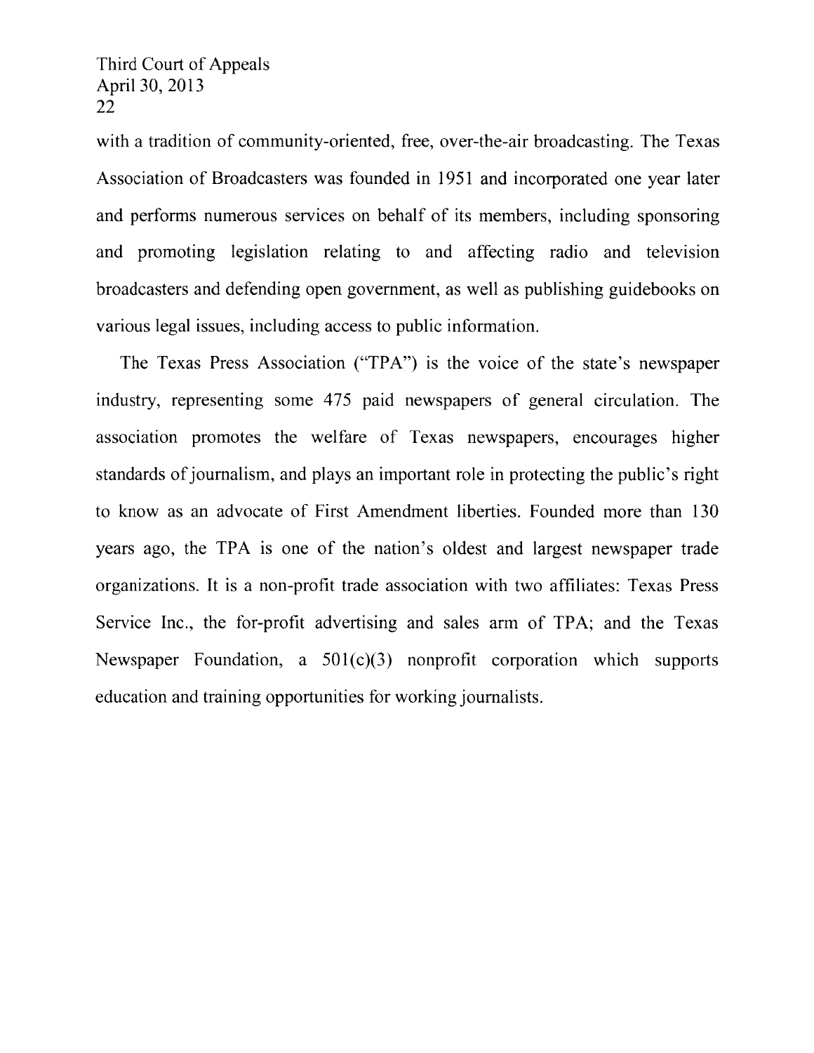with a tradition of community-oriented, free, over-the-air broadcasting. The Texas Association of Broadcasters was founded in 1951 and incorporated one year later and performs numerous services on behalf of its members, including sponsoring and promoting legislation relating to and affecting radio and television broadcasters and defending open government, as well as publishing guidebooks on various legal issues, including access to public information.

The Texas Press Association ("TPA") is the voice of the state's newspaper industry, representing some 475 paid newspapers of general circulation. The association promotes the welfare of Texas newspapers, encourages higher standards of journalism, and plays an important role in protecting the public's right to know as an advocate of First Amendment liberties. Founded more than 130 years ago, the TPA is one of the nation's oldest and largest newspaper trade organizations. It is a non-profit trade association with two affiliates: Texas Press Service Inc., the for-profit advertising and sales arm of TPA; and the Texas Newspaper Foundation, a 501(c)(3) nonprofit corporation which supports education and training opportunities for working journalists.